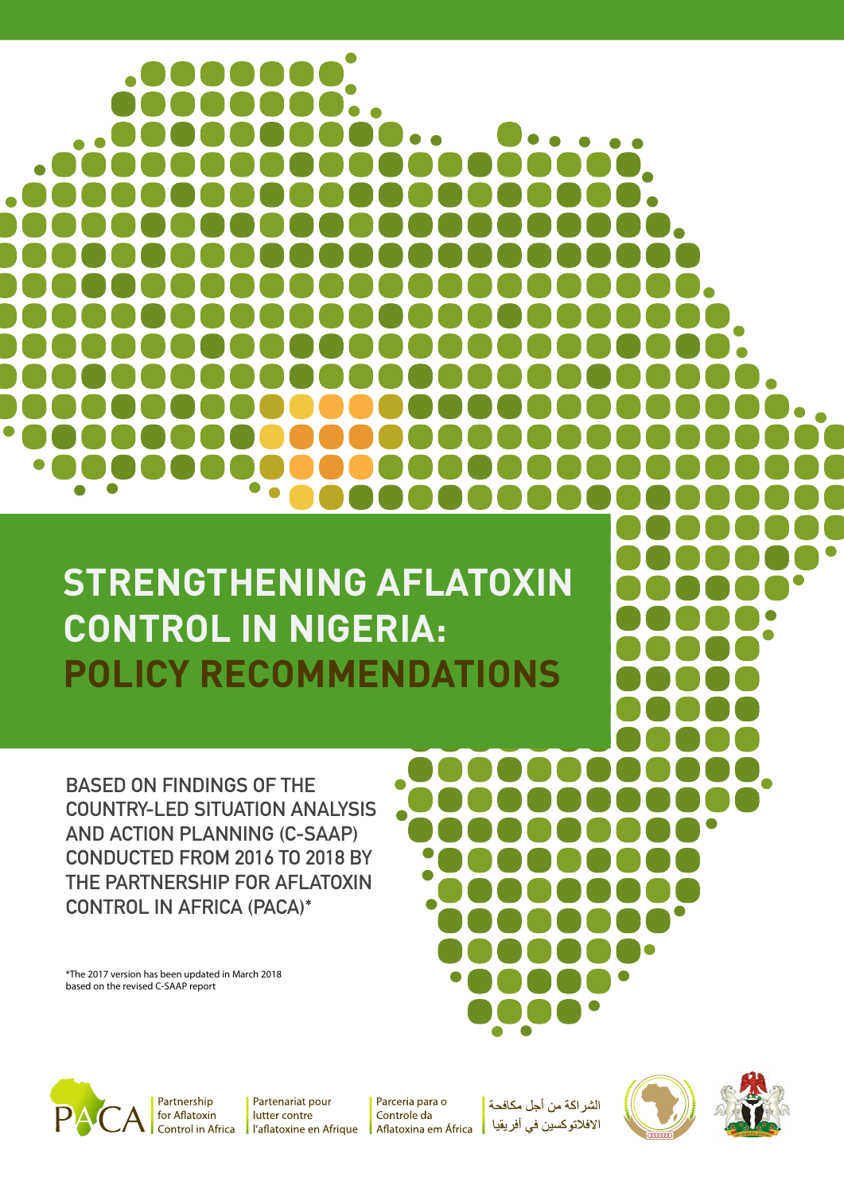# STRENGTHENING AFLATOXIN CONTROL IN NIGERIA: POLICY RECOMMENDATIONS

BASED ON FINDINGS OF THE COUNTRY-LED SITUATION ANALYSIS AND ACTION PLANNING (C-SAAP) CONDUCTED FROM 2016 TO 2018 BY THE PARTNERSHIP FOR AFLATOXIN CONTROL IN AFRICA (PACA)*

*The 2017 version has been updated in March 2018 based on the revised C-SAAP report

PACA | Partnership for Aflatoxin Control in Africa | Partenariat pour lutter contre l'aflatoxine en Afrique | Parceria para o Controle da Aflatoxina em África | الشراكة من أجل مكافحة الافلاتوكسين في أفريقيا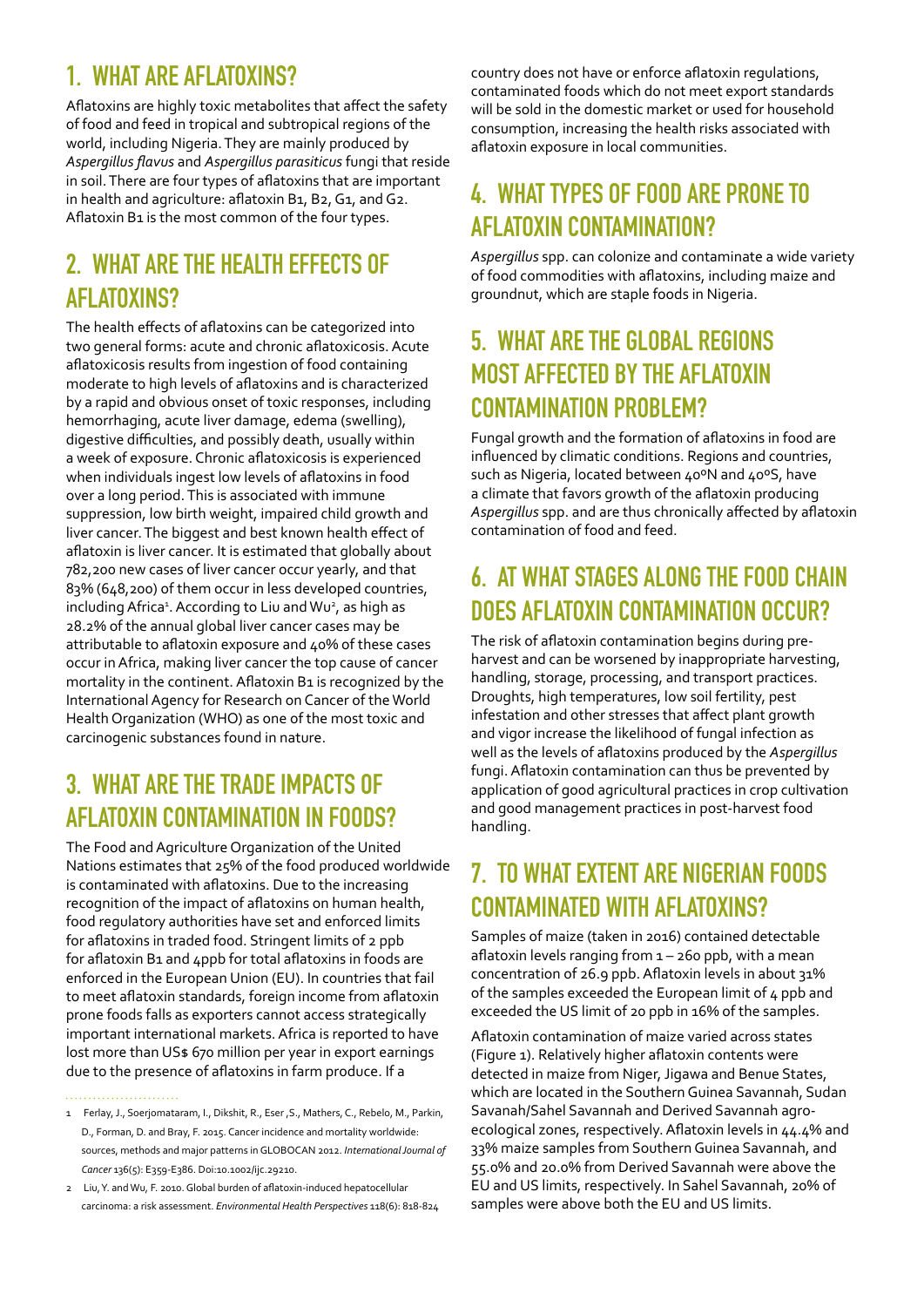## 1. WHAT ARE AFLATOXINS?

Aflatoxins are highly toxic metabolites that affect the safety of food and feed in tropical and subtropical regions of the world, including Nigeria. They are mainly produced by *Aspergillus flavus* and *Aspergillus parasiticus* fungi that reside in soil. There are four types of aflatoxins that are important in health and agriculture: aflatoxin B1, B2, G1, and G2. Aflatoxin B1 is the most common of the four types.

## 2. WHAT ARE THE HEALTH EFFECTS OF AFLATOXINS?

The health effects of aflatoxins can be categorized into two general forms: acute and chronic aflatoxicosis. Acute aflatoxicosis results from ingestion of food containing moderate to high levels of aflatoxins and is characterized by a rapid and obvious onset of toxic responses, including hemorrhaging, acute liver damage, edema (swelling), digestive difficulties, and possibly death, usually within a week of exposure. Chronic aflatoxicosis is experienced when individuals ingest low levels of aflatoxins in food over a long period. This is associated with immune suppression, low birth weight, impaired child growth and liver cancer. The biggest and best known health effect of aflatoxin is liver cancer. It is estimated that globally about 782,200 new cases of liver cancer occur yearly, and that 83% (648,200) of them occur in less developed countries, including Africa[1]. According to Liu and Wu[2], as high as 28.2% of the annual global liver cancer cases may be attributable to aflatoxin exposure and 40% of these cases occur in Africa, making liver cancer the top cause of cancer mortality in the continent. Aflatoxin B1 is recognized by the International Agency for Research on Cancer of the World Health Organization (WHO) as one of the most toxic and carcinogenic substances found in nature.

## 3. WHAT ARE THE TRADE IMPACTS OF AFLATOXIN CONTAMINATION IN FOODS?

The Food and Agriculture Organization of the United Nations estimates that 25% of the food produced worldwide is contaminated with aflatoxins. Due to the increasing recognition of the impact of aflatoxins on human health, food regulatory authorities have set and enforced limits for aflatoxins in traded food. Stringent limits of 2 ppb for aflatoxin B1 and 4ppb for total aflatoxins in foods are enforced in the European Union (EU). In countries that fail to meet aflatoxin standards, foreign income from aflatoxin prone foods falls as exporters cannot access strategically important international markets. Africa is reported to have lost more than US$ 670 million per year in export earnings due to the presence of aflatoxins in farm produce. If a country does not have or enforce aflatoxin regulations, contaminated foods which do not meet export standards will be sold in the domestic market or used for household consumption, increasing the health risks associated with aflatoxin exposure in local communities.

## 4. WHAT TYPES OF FOOD ARE PRONE TO AFLATOXIN CONTAMINATION?

*Aspergillus* spp. can colonize and contaminate a wide variety of food commodities with aflatoxins, including maize and groundnut, which are staple foods in Nigeria.

## 5. WHAT ARE THE GLOBAL REGIONS MOST AFFECTED BY THE AFLATOXIN CONTAMINATION PROBLEM?

Fungal growth and the formation of aflatoxins in food are influenced by climatic conditions. Regions and countries, such as Nigeria, located between 40ºN and 40ºS, have a climate that favors growth of the aflatoxin producing *Aspergillus* spp. and are thus chronically affected by aflatoxin contamination of food and feed.

## 6. AT WHAT STAGES ALONG THE FOOD CHAIN DOES AFLATOXIN CONTAMINATION OCCUR?

The risk of aflatoxin contamination begins during pre-harvest and can be worsened by inappropriate harvesting, handling, storage, processing, and transport practices. Droughts, high temperatures, low soil fertility, pest infestation and other stresses that affect plant growth and vigor increase the likelihood of fungal infection as well as the levels of aflatoxins produced by the *Aspergillus* fungi. Aflatoxin contamination can thus be prevented by application of good agricultural practices in crop cultivation and good management practices in post-harvest food handling.

## 7. TO WHAT EXTENT ARE NIGERIAN FOODS CONTAMINATED WITH AFLATOXINS?

Samples of maize (taken in 2016) contained detectable aflatoxin levels ranging from 1 – 260 ppb, with a mean concentration of 26.9 ppb. Aflatoxin levels in about 31% of the samples exceeded the European limit of 4 ppb and exceeded the US limit of 20 ppb in 16% of the samples.

Aflatoxin contamination of maize varied across states (Figure 1). Relatively higher aflatoxin contents were detected in maize from Niger, Jigawa and Benue States, which are located in the Southern Guinea Savannah, Sudan Savanah/Sahel Savannah and Derived Savannah agro-ecological zones, respectively. Aflatoxin levels in 44.4% and 33% maize samples from Southern Guinea Savannah, and 55.0% and 20.0% from Derived Savannah were above the EU and US limits, respectively. In Sahel Savannah, 20% of samples were above both the EU and US limits.

---

1 Ferlay, J., Soerjomataram, I., Dikshit, R., Eser ,S., Mathers, C., Rebelo, M., Parkin, D., Forman, D. and Bray, F. 2015. Cancer incidence and mortality worldwide: sources, methods and major patterns in GLOBOCAN 2012. *International Journal of Cancer* 136(5): E359-E386. Doi:10.1002/ijc.29210.

2 Liu, Y. and Wu, F. 2010. Global burden of aflatoxin-induced hepatocellular carcinoma: a risk assessment. *Environmental Health Perspectives* 118(6): 818-824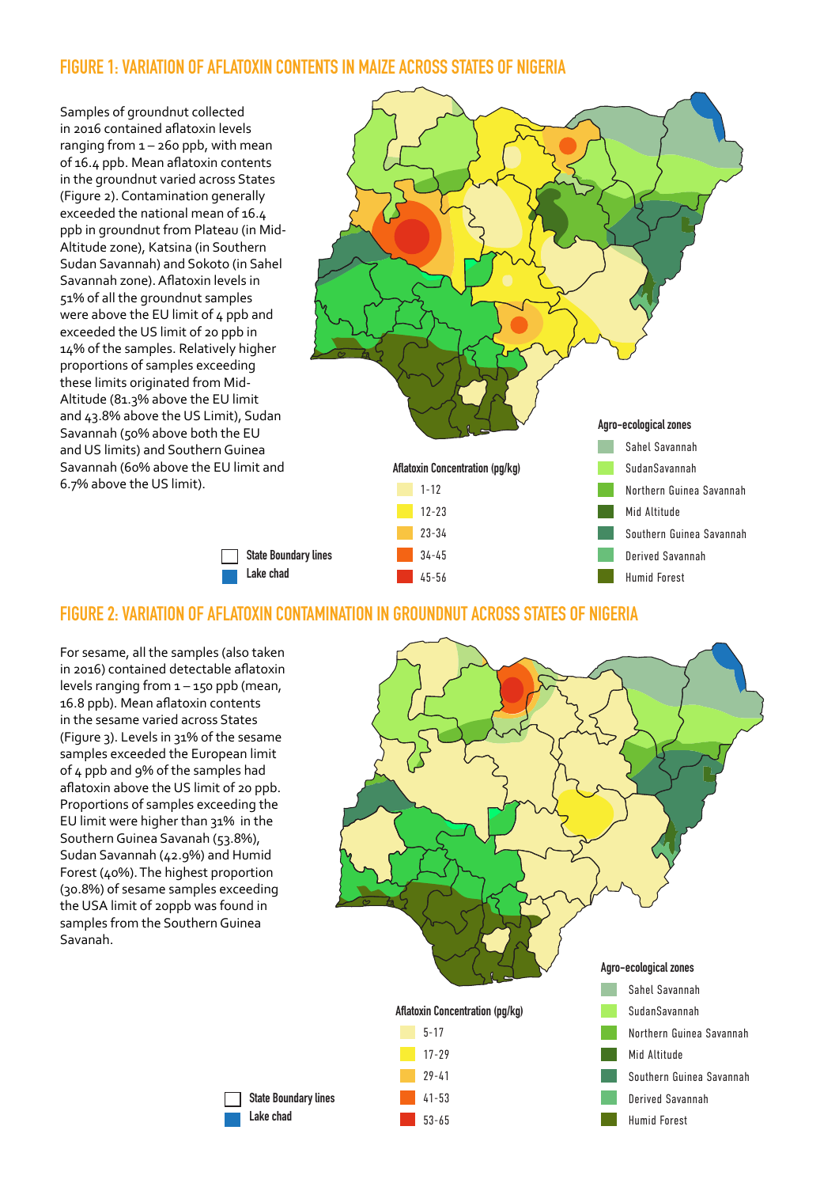## FIGURE 1: VARIATION OF AFLATOXIN CONTENTS IN MAIZE ACROSS STATES OF NIGERIA

Samples of groundnut collected in 2016 contained aflatoxin levels ranging from 1 – 260 ppb, with mean of 16.4 ppb. Mean aflatoxin contents in the groundnut varied across States (Figure 2). Contamination generally exceeded the national mean of 16.4 ppb in groundnut from Plateau (in Mid-Altitude zone), Katsina (in Southern Sudan Savannah) and Sokoto (in Sahel Savannah zone). Aflatoxin levels in 51% of all the groundnut samples were above the EU limit of 4 ppb and exceeded the US limit of 20 ppb in 14% of the samples. Relatively higher proportions of samples exceeding these limits originated from Mid-Altitude (81.3% above the EU limit and 43.8% above the US Limit), Sudan Savannah (50% above both the EU and US limits) and Southern Guinea Savannah (60% above the EU limit and 6.7% above the US limit).

Aflatoxin Concentration (pg/kg): 1-12; 12-23; 23-34; 34-45; 45-56

Agro-ecological zones: Sahel Savannah; SudanSavannah; Northern Guinea Savannah; Mid Altitude; Southern Guinea Savannah; Derived Savannah; Humid Forest

State Boundary lines; Lake chad

## FIGURE 2: VARIATION OF AFLATOXIN CONTAMINATION IN GROUNDNUT ACROSS STATES OF NIGERIA

For sesame, all the samples (also taken in 2016) contained detectable aflatoxin levels ranging from 1 – 150 ppb (mean, 16.8 ppb). Mean aflatoxin contents in the sesame varied across States (Figure 3). Levels in 31% of the sesame samples exceeded the European limit of 4 ppb and 9% of the samples had aflatoxin above the US limit of 20 ppb. Proportions of samples exceeding the EU limit were higher than 31% in the Southern Guinea Savanah (53.8%), Sudan Savannah (42.9%) and Humid Forest (40%). The highest proportion (30.8%) of sesame samples exceeding the USA limit of 20ppb was found in samples from the Southern Guinea Savanah.

Aflatoxin Concentration (pg/kg): 5-17; 17-29; 29-41; 41-53; 53-65

Agro-ecological zones: Sahel Savannah; SudanSavannah; Northern Guinea Savannah; Mid Altitude; Southern Guinea Savannah; Derived Savannah; Humid Forest

State Boundary lines; Lake chad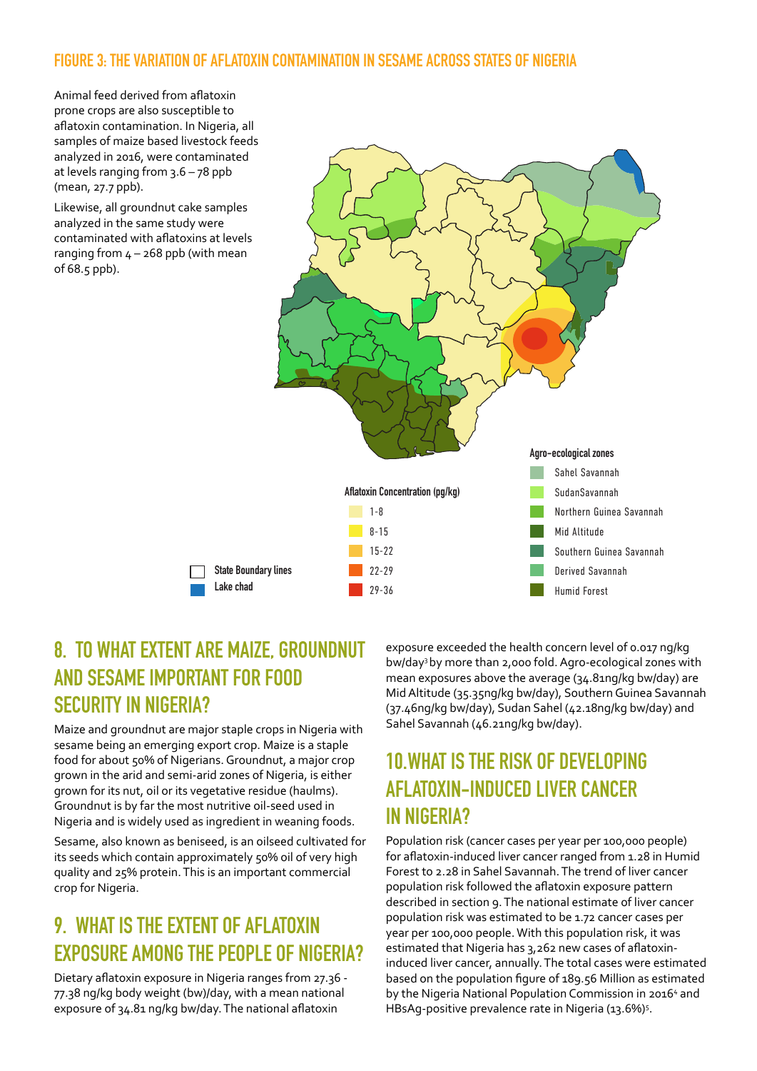## FIGURE 3: THE VARIATION OF AFLATOXIN CONTAMINATION IN SESAME ACROSS STATES OF NIGERIA

Animal feed derived from aflatoxin prone crops are also susceptible to aflatoxin contamination. In Nigeria, all samples of maize based livestock feeds analyzed in 2016, were contaminated at levels ranging from 3.6 – 78 ppb (mean, 27.7 ppb).

Likewise, all groundnut cake samples analyzed in the same study were contaminated with aflatoxins at levels ranging from 4 – 268 ppb (with mean of 68.5 ppb).

**Aflatoxin Concentration (pg/kg)**

- 1-8
- 8-15
- 15-22
- 22-29
- 29-36

**Agro-ecological zones**

- Sahel Savannah
- SudanSavannah
- Northern Guinea Savannah
- Mid Altitude
- Southern Guinea Savannah
- Derived Savannah
- Humid Forest

- State Boundary lines
- Lake chad

## 8. TO WHAT EXTENT ARE MAIZE, GROUNDNUT AND SESAME IMPORTANT FOR FOOD SECURITY IN NIGERIA?

Maize and groundnut are major staple crops in Nigeria with sesame being an emerging export crop. Maize is a staple food for about 50% of Nigerians. Groundnut, a major crop grown in the arid and semi-arid zones of Nigeria, is either grown for its nut, oil or its vegetative residue (haulms). Groundnut is by far the most nutritive oil-seed used in Nigeria and is widely used as ingredient in weaning foods.

Sesame, also known as beniseed, is an oilseed cultivated for its seeds which contain approximately 50% oil of very high quality and 25% protein. This is an important commercial crop for Nigeria.

## 9. WHAT IS THE EXTENT OF AFLATOXIN EXPOSURE AMONG THE PEOPLE OF NIGERIA?

Dietary aflatoxin exposure in Nigeria ranges from 27.36 - 77.38 ng/kg body weight (bw)/day, with a mean national exposure of 34.81 ng/kg bw/day. The national aflatoxin exposure exceeded the health concern level of 0.017 ng/kg bw/day[3] by more than 2,000 fold. Agro-ecological zones with mean exposures above the average (34.81ng/kg bw/day) are Mid Altitude (35.35ng/kg bw/day), Southern Guinea Savannah (37.46ng/kg bw/day), Sudan Sahel (42.18ng/kg bw/day) and Sahel Savannah (46.21ng/kg bw/day).

## 10. WHAT IS THE RISK OF DEVELOPING AFLATOXIN-INDUCED LIVER CANCER IN NIGERIA?

Population risk (cancer cases per year per 100,000 people) for aflatoxin-induced liver cancer ranged from 1.28 in Humid Forest to 2.28 in Sahel Savannah. The trend of liver cancer population risk followed the aflatoxin exposure pattern described in section 9. The national estimate of liver cancer population risk was estimated to be 1.72 cancer cases per year per 100,000 people. With this population risk, it was estimated that Nigeria has 3,262 new cases of aflatoxin-induced liver cancer, annually. The total cases were estimated based on the population figure of 189.56 Million as estimated by the Nigeria National Population Commission in 2016[4] and HBsAg-positive prevalence rate in Nigeria (13.6%)[5].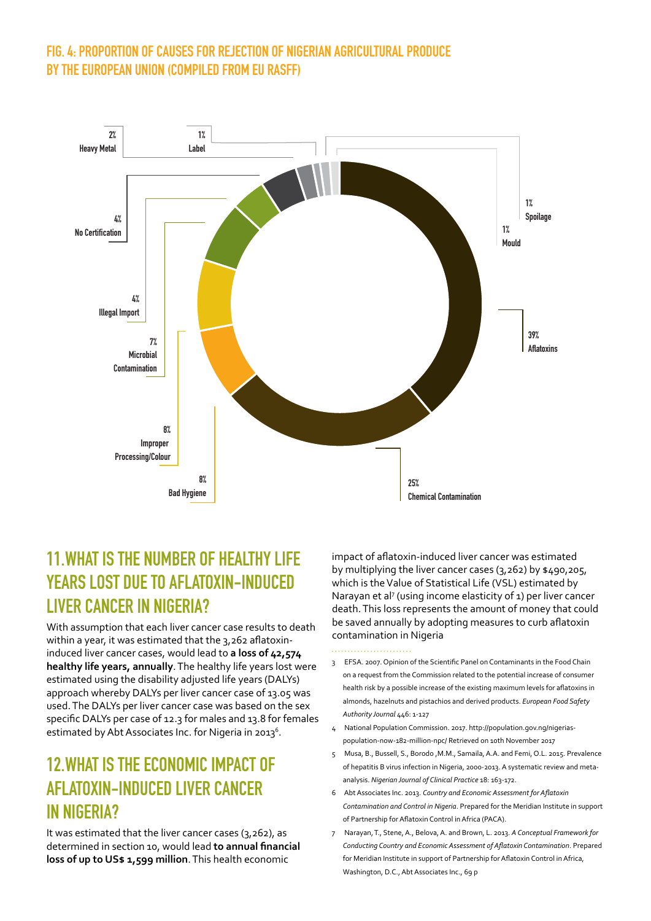## FIG. 4: PROPORTION OF CAUSES FOR REJECTION OF NIGERIAN AGRICULTURAL PRODUCE BY THE EUROPEAN UNION (COMPILED FROM EU RASFF)

| Cause | Proportion |
| --- | --- |
| Aflatoxins | 39% |
| Chemical Contamination | 25% |
| Bad Hygiene | 8% |
| Improper Processing/Colour | 8% |
| Microbial Contamination | 7% |
| Illegal Import | 4% |
| No Certification | 4% |
| Heavy Metal | 2% |
| Label | 1% |
| Mould | 1% |
| Spoilage | 1% |

## 11. WHAT IS THE NUMBER OF HEALTHY LIFE YEARS LOST DUE TO AFLATOXIN-INDUCED LIVER CANCER IN NIGERIA?

With assumption that each liver cancer case results to death within a year, it was estimated that the 3,262 aflatoxin-induced liver cancer cases, would lead to **a loss of 42,574 healthy life years, annually**. The healthy life years lost were estimated using the disability adjusted life years (DALYs) approach whereby DALYs per liver cancer case of 13.05 was used. The DALYs per liver cancer case was based on the sex specific DALYs per case of 12.3 for males and 13.8 for females estimated by Abt Associates Inc. for Nigeria in 2013[6].

## 12. WHAT IS THE ECONOMIC IMPACT OF AFLATOXIN-INDUCED LIVER CANCER IN NIGERIA?

It was estimated that the liver cancer cases (3,262), as determined in section 10, would lead **to annual financial loss of up to US$ 1,599 million**. This health economic impact of aflatoxin-induced liver cancer was estimated by multiplying the liver cancer cases (3,262) by $490,205, which is the Value of Statistical Life (VSL) estimated by Narayan et al[7] (using income elasticity of 1) per liver cancer death. This loss represents the amount of money that could be saved annually by adopting measures to curb aflatoxin contamination in Nigeria

3 EFSA. 2007. Opinion of the Scientific Panel on Contaminants in the Food Chain on a request from the Commission related to the potential increase of consumer health risk by a possible increase of the existing maximum levels for aflatoxins in almonds, hazelnuts and pistachios and derived products. *European Food Safety Authority Journal* 446: 1-127

4 National Population Commission. 2017. http://population.gov.ng/nigerias-population-now-182-million-npc/ Retrieved on 10th November 2017

5 Musa, B., Bussell, S., Borodo ,M.M., Samaila, A.A. and Femi, O.L. 2015. Prevalence of hepatitis B virus infection in Nigeria, 2000-2013. A systematic review and meta-analysis. *Nigerian Journal of Clinical Practice* 18: 163-172.

6 Abt Associates Inc. 2013. *Country and Economic Assessment for Aflatoxin Contamination and Control in Nigeria*. Prepared for the Meridian Institute in support of Partnership for Aflatoxin Control in Africa (PACA).

7 Narayan, T., Stene, A., Belova, A. and Brown, L. 2013. *A Conceptual Framework for Conducting Country and Economic Assessment of Aflatoxin Contamination*. Prepared for Meridian Institute in support of Partnership for Aflatoxin Control in Africa, Washington, D.C., Abt Associates Inc., 69 p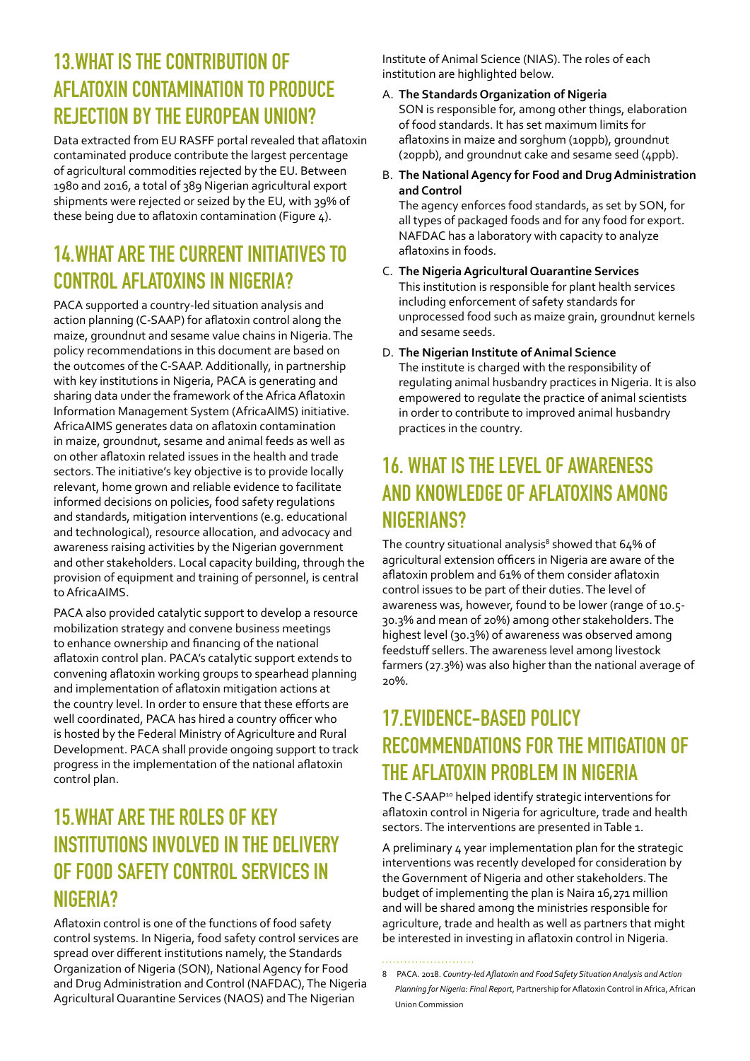## 13. WHAT IS THE CONTRIBUTION OF AFLATOXIN CONTAMINATION TO PRODUCE REJECTION BY THE EUROPEAN UNION?

Data extracted from EU RASFF portal revealed that aflatoxin contaminated produce contribute the largest percentage of agricultural commodities rejected by the EU. Between 1980 and 2016, a total of 389 Nigerian agricultural export shipments were rejected or seized by the EU, with 39% of these being due to aflatoxin contamination (Figure 4).

## 14. WHAT ARE THE CURRENT INITIATIVES TO CONTROL AFLATOXINS IN NIGERIA?

PACA supported a country-led situation analysis and action planning (C-SAAP) for aflatoxin control along the maize, groundnut and sesame value chains in Nigeria. The policy recommendations in this document are based on the outcomes of the C-SAAP. Additionally, in partnership with key institutions in Nigeria, PACA is generating and sharing data under the framework of the Africa Aflatoxin Information Management System (AfricaAIMS) initiative. AfricaAIMS generates data on aflatoxin contamination in maize, groundnut, sesame and animal feeds as well as on other aflatoxin related issues in the health and trade sectors. The initiative's key objective is to provide locally relevant, home grown and reliable evidence to facilitate informed decisions on policies, food safety regulations and standards, mitigation interventions (e.g. educational and technological), resource allocation, and advocacy and awareness raising activities by the Nigerian government and other stakeholders. Local capacity building, through the provision of equipment and training of personnel, is central to AfricaAIMS.

PACA also provided catalytic support to develop a resource mobilization strategy and convene business meetings to enhance ownership and financing of the national aflatoxin control plan. PACA's catalytic support extends to convening aflatoxin working groups to spearhead planning and implementation of aflatoxin mitigation actions at the country level. In order to ensure that these efforts are well coordinated, PACA has hired a country officer who is hosted by the Federal Ministry of Agriculture and Rural Development. PACA shall provide ongoing support to track progress in the implementation of the national aflatoxin control plan.

## 15. WHAT ARE THE ROLES OF KEY INSTITUTIONS INVOLVED IN THE DELIVERY OF FOOD SAFETY CONTROL SERVICES IN NIGERIA?

Aflatoxin control is one of the functions of food safety control systems. In Nigeria, food safety control services are spread over different institutions namely, the Standards Organization of Nigeria (SON), National Agency for Food and Drug Administration and Control (NAFDAC), The Nigeria Agricultural Quarantine Services (NAQS) and The Nigerian Institute of Animal Science (NIAS). The roles of each institution are highlighted below.

A. **The Standards Organization of Nigeria**
   SON is responsible for, among other things, elaboration of food standards. It has set maximum limits for aflatoxins in maize and sorghum (10ppb), groundnut (20ppb), and groundnut cake and sesame seed (4ppb).

B. **The National Agency for Food and Drug Administration and Control**
   The agency enforces food standards, as set by SON, for all types of packaged foods and for any food for export. NAFDAC has a laboratory with capacity to analyze aflatoxins in foods.

C. **The Nigeria Agricultural Quarantine Services**
   This institution is responsible for plant health services including enforcement of safety standards for unprocessed food such as maize grain, groundnut kernels and sesame seeds.

D. **The Nigerian Institute of Animal Science**
   The institute is charged with the responsibility of regulating animal husbandry practices in Nigeria. It is also empowered to regulate the practice of animal scientists in order to contribute to improved animal husbandry practices in the country.

## 16. WHAT IS THE LEVEL OF AWARENESS AND KNOWLEDGE OF AFLATOXINS AMONG NIGERIANS?

The country situational analysis[8] showed that 64% of agricultural extension officers in Nigeria are aware of the aflatoxin problem and 61% of them consider aflatoxin control issues to be part of their duties. The level of awareness was, however, found to be lower (range of 10.5-30.3% and mean of 20%) among other stakeholders. The highest level (30.3%) of awareness was observed among feedstuff sellers. The awareness level among livestock farmers (27.3%) was also higher than the national average of 20%.

## 17. EVIDENCE-BASED POLICY RECOMMENDATIONS FOR THE MITIGATION OF THE AFLATOXIN PROBLEM IN NIGERIA

The C-SAAP[10] helped identify strategic interventions for aflatoxin control in Nigeria for agriculture, trade and health sectors. The interventions are presented in Table 1.

A preliminary 4 year implementation plan for the strategic interventions was recently developed for consideration by the Government of Nigeria and other stakeholders. The budget of implementing the plan is Naira 16,271 million and will be shared among the ministries responsible for agriculture, trade and health as well as partners that might be interested in investing in aflatoxin control in Nigeria.

---

8 PACA. 2018. *Country-led Aflatoxin and Food Safety Situation Analysis and Action Planning for Nigeria: Final Report*, Partnership for Aflatoxin Control in Africa, African Union Commission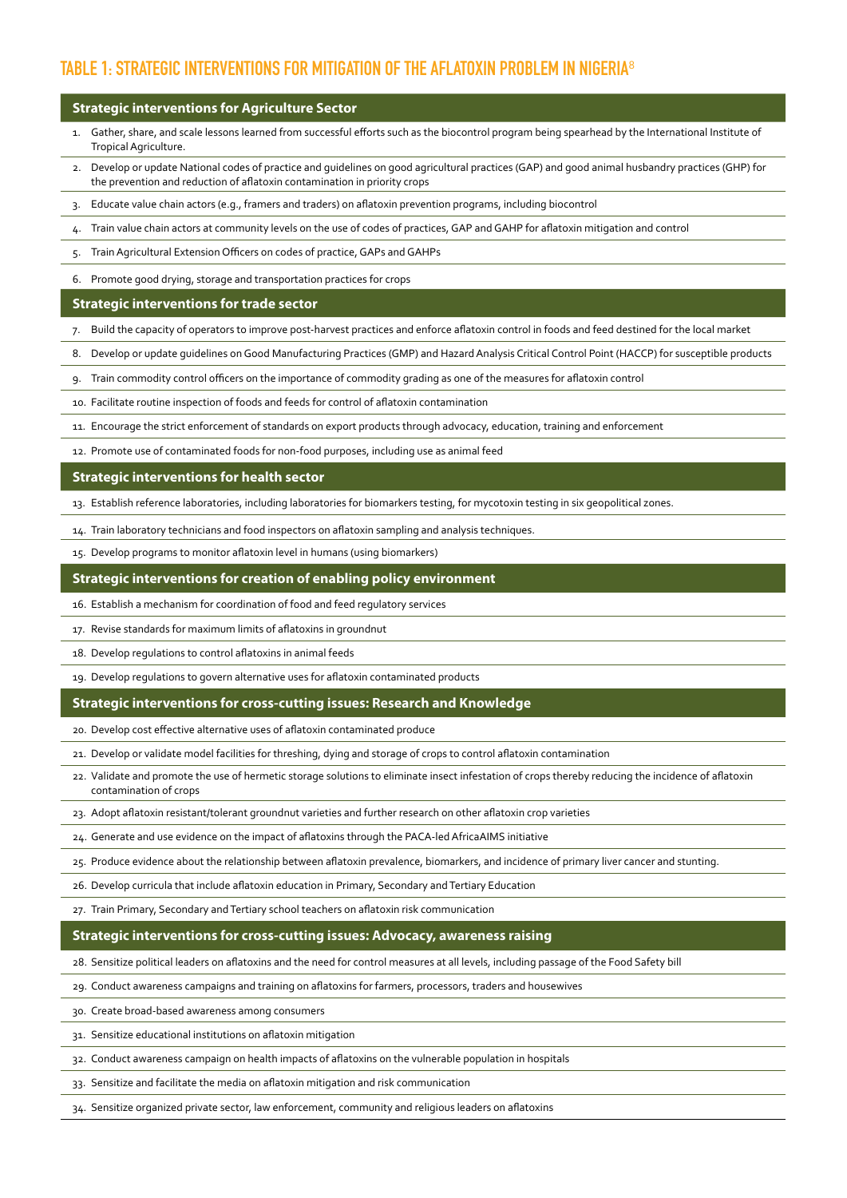## TABLE 1: STRATEGIC INTERVENTIONS FOR MITIGATION OF THE AFLATOXIN PROBLEM IN NIGERIA[8]

| Strategic interventions for Agriculture Sector |
|---|
| 1. Gather, share, and scale lessons learned from successful efforts such as the biocontrol program being spearheaded by the International Institute of Tropical Agriculture. |
| 2. Develop or update National codes of practice and guidelines on good agricultural practices (GAP) and good animal husbandry practices (GHP) for the prevention and reduction of aflatoxin contamination in priority crops |
| 3. Educate value chain actors (e.g., framers and traders) on aflatoxin prevention programs, including biocontrol |
| 4. Train value chain actors at community levels on the use of codes of practices, GAP and GAHP for aflatoxin mitigation and control |
| 5. Train Agricultural Extension Officers on codes of practice, GAPs and GAHPs |
| 6. Promote good drying, storage and transportation practices for crops |
| **Strategic interventions for trade sector** |
| 7. Build the capacity of operators to improve post-harvest practices and enforce aflatoxin control in foods and feed destined for the local market |
| 8. Develop or update guidelines on Good Manufacturing Practices (GMP) and Hazard Analysis Critical Control Point (HACCP) for susceptible products |
| 9. Train commodity control officers on the importance of commodity grading as one of the measures for aflatoxin control |
| 10. Facilitate routine inspection of foods and feeds for control of aflatoxin contamination |
| 11. Encourage the strict enforcement of standards on export products through advocacy, education, training and enforcement |
| 12. Promote use of contaminated foods for non-food purposes, including use as animal feed |
| **Strategic interventions for health sector** |
| 13. Establish reference laboratories, including laboratories for biomarkers testing, for mycotoxin testing in six geopolitical zones. |
| 14. Train laboratory technicians and food inspectors on aflatoxin sampling and analysis techniques. |
| 15. Develop programs to monitor aflatoxin level in humans (using biomarkers) |
| **Strategic interventions for creation of enabling policy environment** |
| 16. Establish a mechanism for coordination of food and feed regulatory services |
| 17. Revise standards for maximum limits of aflatoxins in groundnut |
| 18. Develop regulations to control aflatoxins in animal feeds |
| 19. Develop regulations to govern alternative uses for aflatoxin contaminated products |
| **Strategic interventions for cross-cutting issues: Research and Knowledge** |
| 20. Develop cost effective alternative uses of aflatoxin contaminated produce |
| 21. Develop or validate model facilities for threshing, dying and storage of crops to control aflatoxin contamination |
| 22. Validate and promote the use of hermetic storage solutions to eliminate insect infestation of crops thereby reducing the incidence of aflatoxin contamination of crops |
| 23. Adopt aflatoxin resistant/tolerant groundnut varieties and further research on other aflatoxin crop varieties |
| 24. Generate and use evidence on the impact of aflatoxins through the PACA-led AfricaAIMS initiative |
| 25. Produce evidence about the relationship between aflatoxin prevalence, biomarkers, and incidence of primary liver cancer and stunting. |
| 26. Develop curricula that include aflatoxin education in Primary, Secondary and Tertiary Education |
| 27. Train Primary, Secondary and Tertiary school teachers on aflatoxin risk communication |
| **Strategic interventions for cross-cutting issues: Advocacy, awareness raising** |
| 28. Sensitize political leaders on aflatoxins and the need for control measures at all levels, including passage of the Food Safety bill |
| 29. Conduct awareness campaigns and training on aflatoxins for farmers, processors, traders and housewives |
| 30. Create broad-based awareness among consumers |
| 31. Sensitize educational institutions on aflatoxin mitigation |
| 32. Conduct awareness campaign on health impacts of aflatoxins on the vulnerable population in hospitals |
| 33. Sensitize and facilitate the media on aflatoxin mitigation and risk communication |
| 34. Sensitize organized private sector, law enforcement, community and religious leaders on aflatoxins |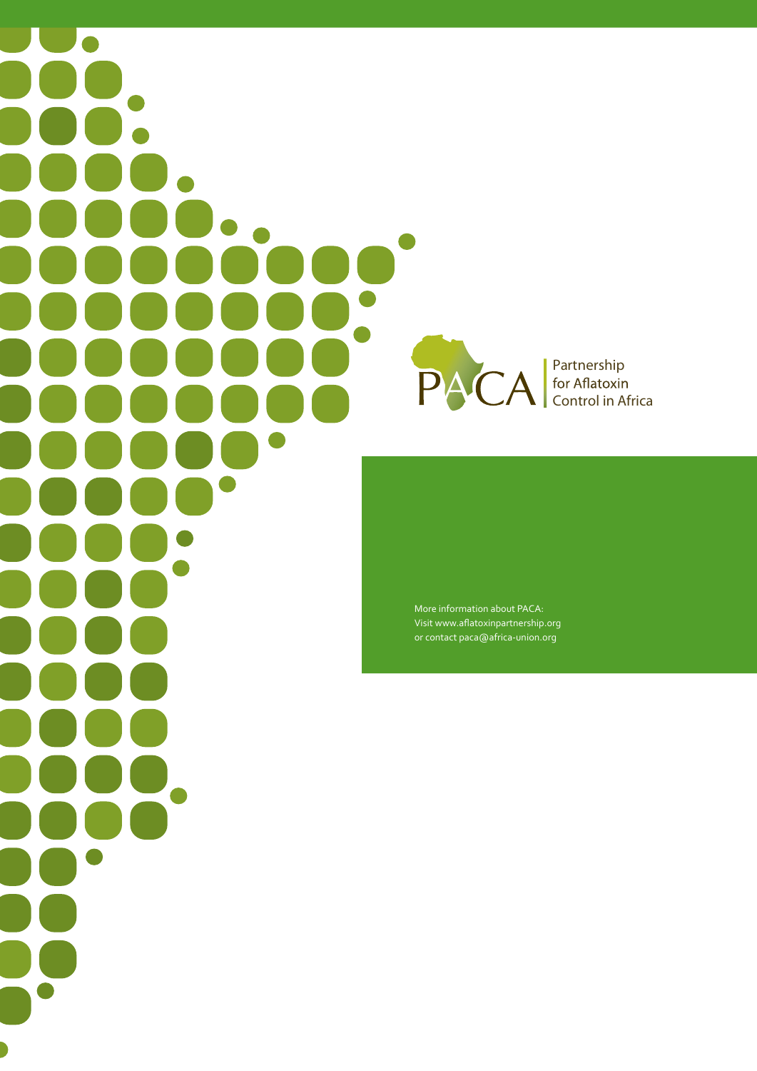PACA

Partnership for Aflatoxin Control in Africa

More information about PACA:
Visit www.aflatoxinpartnership.org
or contact paca@africa-union.org